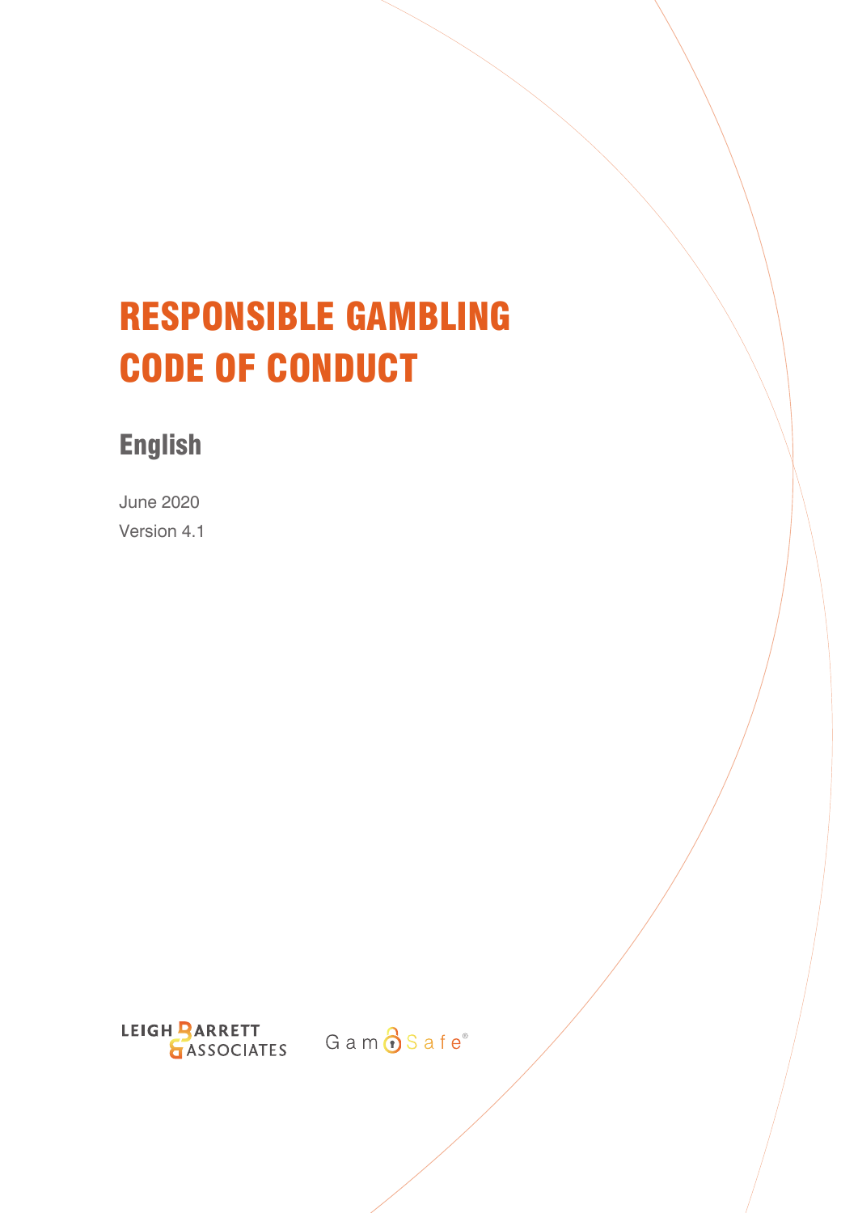# RESPONSIBLE GAMBLING CODE OF CONDUCT

## English

June 2020

Version 4.1

LEIGH BARRETT & ASSOCIATES

GamSafe®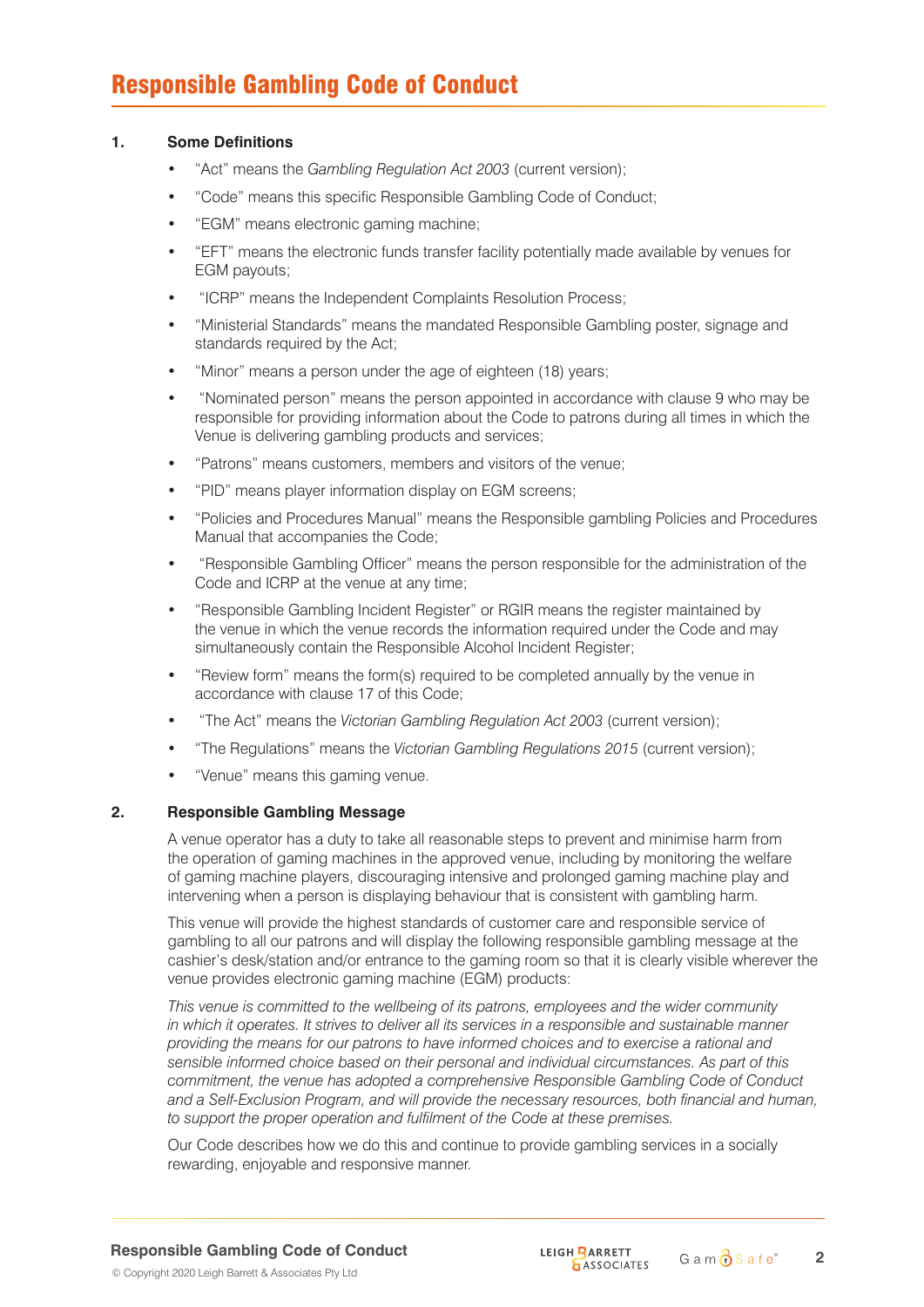# Responsible Gambling Code of Conduct

## 1. Some Definitions

- "Act" means the *Gambling Regulation Act 2003* (current version);
- "Code" means this specific Responsible Gambling Code of Conduct;
- "EGM" means electronic gaming machine;
- "EFT" means the electronic funds transfer facility potentially made available by venues for EGM payouts;
- "ICRP" means the Independent Complaints Resolution Process;
- "Ministerial Standards" means the mandated Responsible Gambling poster, signage and standards required by the Act;
- "Minor" means a person under the age of eighteen (18) years;
- "Nominated person" means the person appointed in accordance with clause 9 who may be responsible for providing information about the Code to patrons during all times in which the Venue is delivering gambling products and services;
- "Patrons" means customers, members and visitors of the venue;
- "PID" means player information display on EGM screens;
- "Policies and Procedures Manual" means the Responsible gambling Policies and Procedures Manual that accompanies the Code;
- "Responsible Gambling Officer" means the person responsible for the administration of the Code and ICRP at the venue at any time;
- "Responsible Gambling Incident Register" or RGIR means the register maintained by the venue in which the venue records the information required under the Code and may simultaneously contain the Responsible Alcohol Incident Register;
- "Review form" means the form(s) required to be completed annually by the venue in accordance with clause 17 of this Code;
- "The Act" means the *Victorian Gambling Regulation Act 2003* (current version);
- "The Regulations" means the *Victorian Gambling Regulations 2015* (current version);
- "Venue" means this gaming venue.

## 2. Responsible Gambling Message

A venue operator has a duty to take all reasonable steps to prevent and minimise harm from the operation of gaming machines in the approved venue, including by monitoring the welfare of gaming machine players, discouraging intensive and prolonged gaming machine play and intervening when a person is displaying behaviour that is consistent with gambling harm.

This venue will provide the highest standards of customer care and responsible service of gambling to all our patrons and will display the following responsible gambling message at the cashier's desk/station and/or entrance to the gaming room so that it is clearly visible wherever the venue provides electronic gaming machine (EGM) products:

*This venue is committed to the wellbeing of its patrons, employees and the wider community in which it operates. It strives to deliver all its services in a responsible and sustainable manner providing the means for our patrons to have informed choices and to exercise a rational and sensible informed choice based on their personal and individual circumstances. As part of this commitment, the venue has adopted a comprehensive Responsible Gambling Code of Conduct and a Self-Exclusion Program, and will provide the necessary resources, both financial and human, to support the proper operation and fulfilment of the Code at these premises.*

Our Code describes how we do this and continue to provide gambling services in a socially rewarding, enjoyable and responsive manner.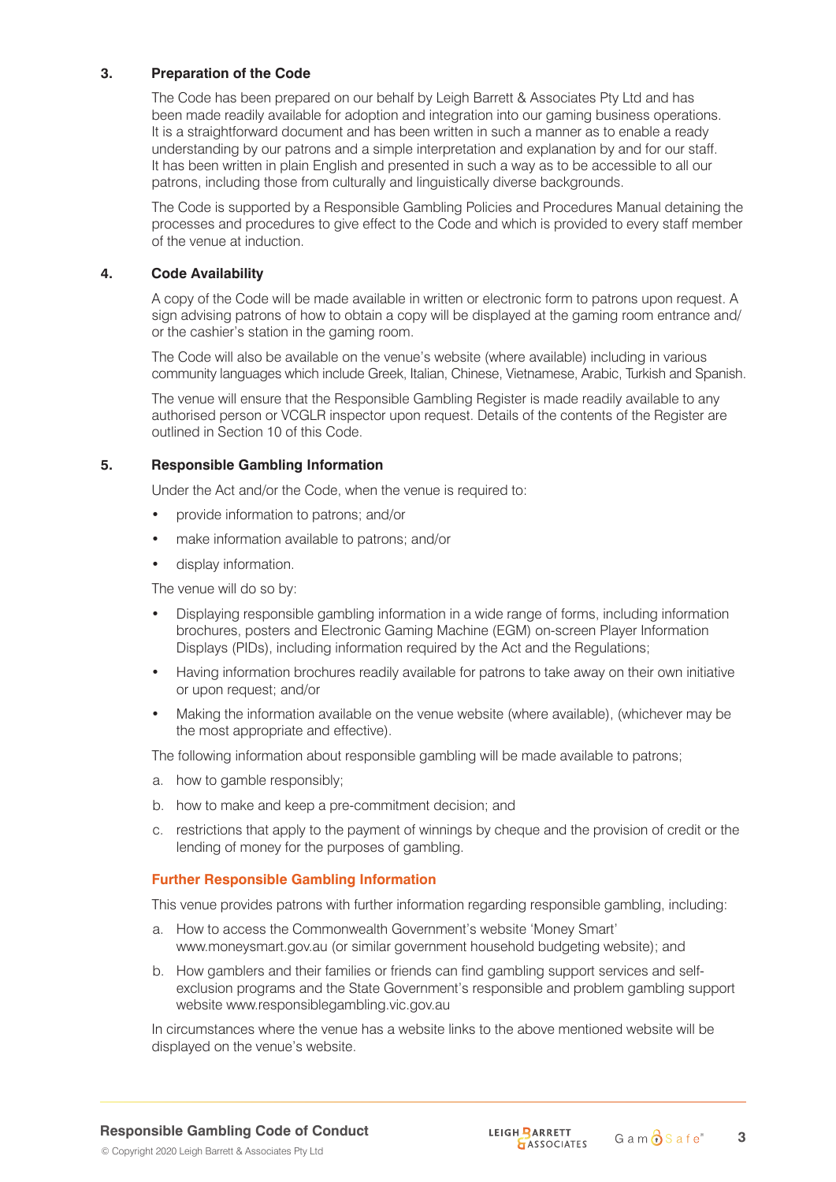## 3. Preparation of the Code

The Code has been prepared on our behalf by Leigh Barrett & Associates Pty Ltd and has been made readily available for adoption and integration into our gaming business operations. It is a straightforward document and has been written in such a manner as to enable a ready understanding by our patrons and a simple interpretation and explanation by and for our staff. It has been written in plain English and presented in such a way as to be accessible to all our patrons, including those from culturally and linguistically diverse backgrounds.

The Code is supported by a Responsible Gambling Policies and Procedures Manual detaining the processes and procedures to give effect to the Code and which is provided to every staff member of the venue at induction.

## 4. Code Availability

A copy of the Code will be made available in written or electronic form to patrons upon request. A sign advising patrons of how to obtain a copy will be displayed at the gaming room entrance and/or the cashier's station in the gaming room.

The Code will also be available on the venue's website (where available) including in various community languages which include Greek, Italian, Chinese, Vietnamese, Arabic, Turkish and Spanish.

The venue will ensure that the Responsible Gambling Register is made readily available to any authorised person or VCGLR inspector upon request. Details of the contents of the Register are outlined in Section 10 of this Code.

## 5. Responsible Gambling Information

Under the Act and/or the Code, when the venue is required to:

- provide information to patrons; and/or
- make information available to patrons; and/or
- display information.

The venue will do so by:

- Displaying responsible gambling information in a wide range of forms, including information brochures, posters and Electronic Gaming Machine (EGM) on-screen Player Information Displays (PIDs), including information required by the Act and the Regulations;
- Having information brochures readily available for patrons to take away on their own initiative or upon request; and/or
- Making the information available on the venue website (where available), (whichever may be the most appropriate and effective).

The following information about responsible gambling will be made available to patrons;

a. how to gamble responsibly;

b. how to make and keep a pre-commitment decision; and

c. restrictions that apply to the payment of winnings by cheque and the provision of credit or the lending of money for the purposes of gambling.

### Further Responsible Gambling Information

This venue provides patrons with further information regarding responsible gambling, including:

a. How to access the Commonwealth Government's website 'Money Smart' www.moneysmart.gov.au (or similar government household budgeting website); and

b. How gamblers and their families or friends can find gambling support services and self-exclusion programs and the State Government's responsible and problem gambling support website www.responsiblegambling.vic.gov.au

In circumstances where the venue has a website links to the above mentioned website will be displayed on the venue's website.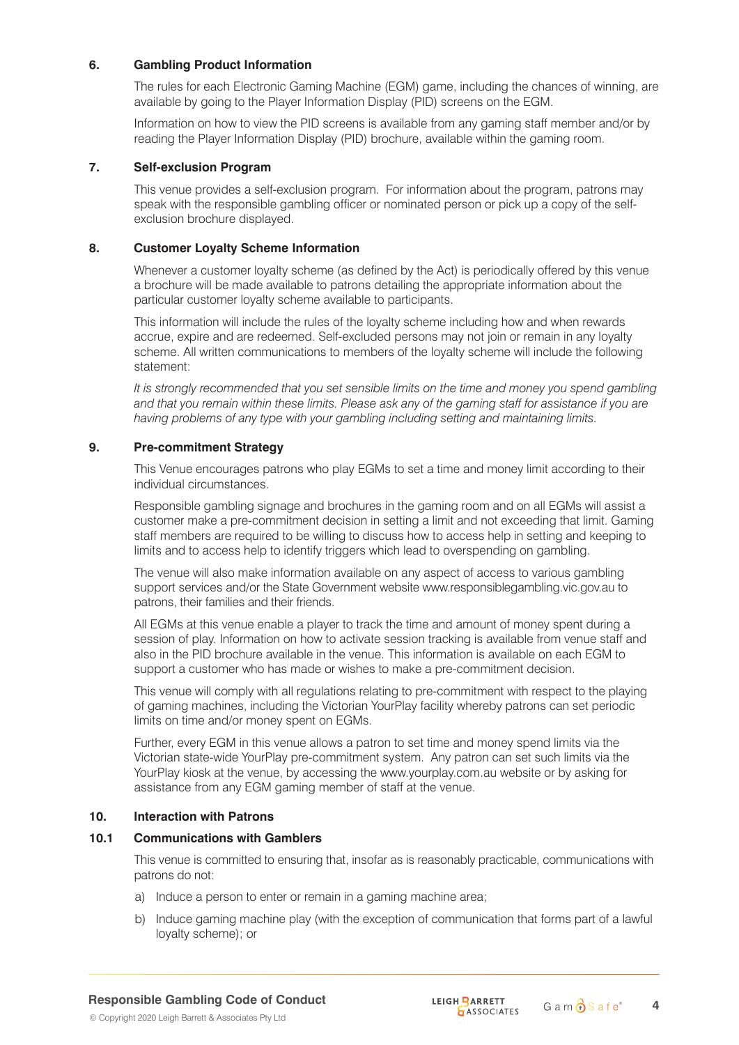## 6. Gambling Product Information

The rules for each Electronic Gaming Machine (EGM) game, including the chances of winning, are available by going to the Player Information Display (PID) screens on the EGM.

Information on how to view the PID screens is available from any gaming staff member and/or by reading the Player Information Display (PID) brochure, available within the gaming room.

## 7. Self-exclusion Program

This venue provides a self-exclusion program. For information about the program, patrons may speak with the responsible gambling officer or nominated person or pick up a copy of the self-exclusion brochure displayed.

## 8. Customer Loyalty Scheme Information

Whenever a customer loyalty scheme (as defined by the Act) is periodically offered by this venue a brochure will be made available to patrons detailing the appropriate information about the particular customer loyalty scheme available to participants.

This information will include the rules of the loyalty scheme including how and when rewards accrue, expire and are redeemed. Self-excluded persons may not join or remain in any loyalty scheme. All written communications to members of the loyalty scheme will include the following statement:

*It is strongly recommended that you set sensible limits on the time and money you spend gambling and that you remain within these limits. Please ask any of the gaming staff for assistance if you are having problems of any type with your gambling including setting and maintaining limits.*

## 9. Pre-commitment Strategy

This Venue encourages patrons who play EGMs to set a time and money limit according to their individual circumstances.

Responsible gambling signage and brochures in the gaming room and on all EGMs will assist a customer make a pre-commitment decision in setting a limit and not exceeding that limit. Gaming staff members are required to be willing to discuss how to access help in setting and keeping to limits and to access help to identify triggers which lead to overspending on gambling.

The venue will also make information available on any aspect of access to various gambling support services and/or the State Government website www.responsiblegambling.vic.gov.au to patrons, their families and their friends.

All EGMs at this venue enable a player to track the time and amount of money spent during a session of play. Information on how to activate session tracking is available from venue staff and also in the PID brochure available in the venue. This information is available on each EGM to support a customer who has made or wishes to make a pre-commitment decision.

This venue will comply with all regulations relating to pre-commitment with respect to the playing of gaming machines, including the Victorian YourPlay facility whereby patrons can set periodic limits on time and/or money spent on EGMs.

Further, every EGM in this venue allows a patron to set time and money spend limits via the Victorian state-wide YourPlay pre-commitment system. Any patron can set such limits via the YourPlay kiosk at the venue, by accessing the www.yourplay.com.au website or by asking for assistance from any EGM gaming member of staff at the venue.

## 10. Interaction with Patrons

### 10.1 Communications with Gamblers

This venue is committed to ensuring that, insofar as is reasonably practicable, communications with patrons do not:

a) Induce a person to enter or remain in a gaming machine area;

b) Induce gaming machine play (with the exception of communication that forms part of a lawful loyalty scheme); or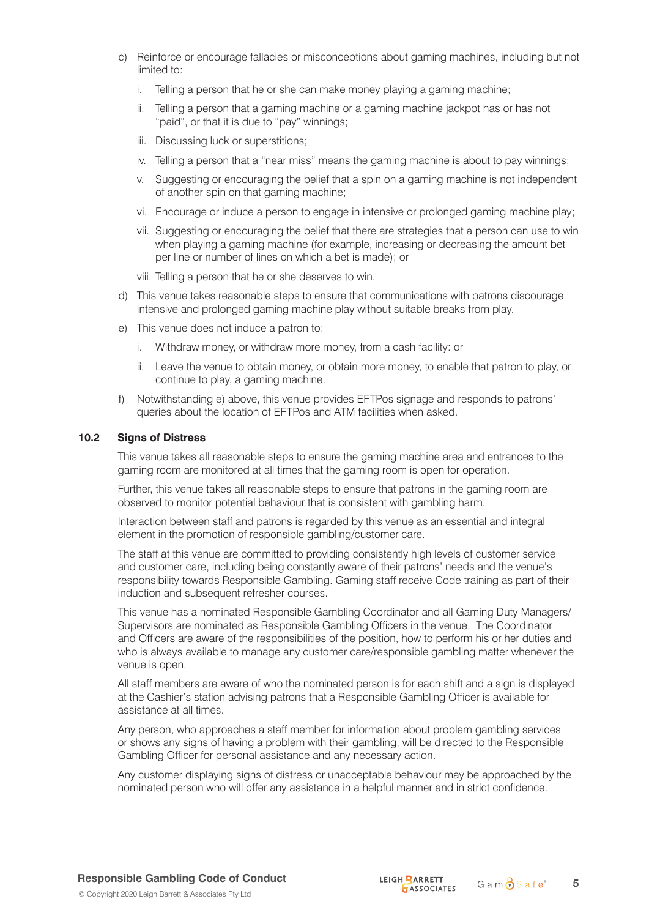c) Reinforce or encourage fallacies or misconceptions about gaming machines, including but not limited to:

   i. Telling a person that he or she can make money playing a gaming machine;

   ii. Telling a person that a gaming machine or a gaming machine jackpot has or has not "paid", or that it is due to "pay" winnings;

   iii. Discussing luck or superstitions;

   iv. Telling a person that a "near miss" means the gaming machine is about to pay winnings;

   v. Suggesting or encouraging the belief that a spin on a gaming machine is not independent of another spin on that gaming machine;

   vi. Encourage or induce a person to engage in intensive or prolonged gaming machine play;

   vii. Suggesting or encouraging the belief that there are strategies that a person can use to win when playing a gaming machine (for example, increasing or decreasing the amount bet per line or number of lines on which a bet is made); or

   viii. Telling a person that he or she deserves to win.

d) This venue takes reasonable steps to ensure that communications with patrons discourage intensive and prolonged gaming machine play without suitable breaks from play.

e) This venue does not induce a patron to:

   i. Withdraw money, or withdraw more money, from a cash facility: or

   ii. Leave the venue to obtain money, or obtain more money, to enable that patron to play, or continue to play, a gaming machine.

f) Notwithstanding e) above, this venue provides EFTPos signage and responds to patrons' queries about the location of EFTPos and ATM facilities when asked.

### 10.2 Signs of Distress

This venue takes all reasonable steps to ensure the gaming machine area and entrances to the gaming room are monitored at all times that the gaming room is open for operation.

Further, this venue takes all reasonable steps to ensure that patrons in the gaming room are observed to monitor potential behaviour that is consistent with gambling harm.

Interaction between staff and patrons is regarded by this venue as an essential and integral element in the promotion of responsible gambling/customer care.

The staff at this venue are committed to providing consistently high levels of customer service and customer care, including being constantly aware of their patrons' needs and the venue's responsibility towards Responsible Gambling. Gaming staff receive Code training as part of their induction and subsequent refresher courses.

This venue has a nominated Responsible Gambling Coordinator and all Gaming Duty Managers/ Supervisors are nominated as Responsible Gambling Officers in the venue. The Coordinator and Officers are aware of the responsibilities of the position, how to perform his or her duties and who is always available to manage any customer care/responsible gambling matter whenever the venue is open.

All staff members are aware of who the nominated person is for each shift and a sign is displayed at the Cashier's station advising patrons that a Responsible Gambling Officer is available for assistance at all times.

Any person, who approaches a staff member for information about problem gambling services or shows any signs of having a problem with their gambling, will be directed to the Responsible Gambling Officer for personal assistance and any necessary action.

Any customer displaying signs of distress or unacceptable behaviour may be approached by the nominated person who will offer any assistance in a helpful manner and in strict confidence.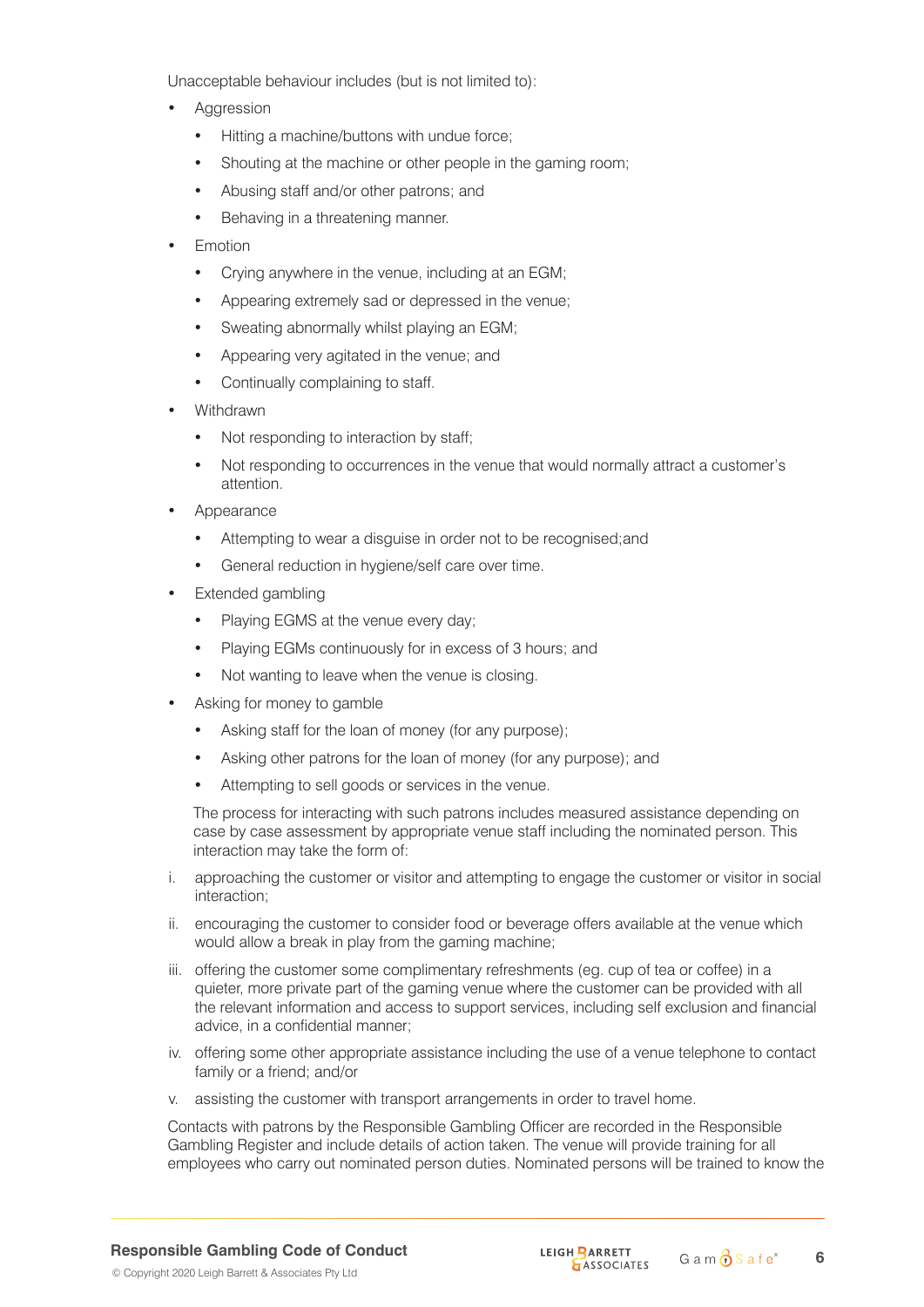Unacceptable behaviour includes (but is not limited to):

- Aggression
  - Hitting a machine/buttons with undue force;
  - Shouting at the machine or other people in the gaming room;
  - Abusing staff and/or other patrons; and
  - Behaving in a threatening manner.
- Emotion
  - Crying anywhere in the venue, including at an EGM;
  - Appearing extremely sad or depressed in the venue;
  - Sweating abnormally whilst playing an EGM;
  - Appearing very agitated in the venue; and
  - Continually complaining to staff.
- Withdrawn
  - Not responding to interaction by staff;
  - Not responding to occurrences in the venue that would normally attract a customer's attention.
- Appearance
  - Attempting to wear a disguise in order not to be recognised;and
  - General reduction in hygiene/self care over time.
- Extended gambling
  - Playing EGMS at the venue every day;
  - Playing EGMs continuously for in excess of 3 hours; and
  - Not wanting to leave when the venue is closing.
- Asking for money to gamble
  - Asking staff for the loan of money (for any purpose);
  - Asking other patrons for the loan of money (for any purpose); and
  - Attempting to sell goods or services in the venue.

  The process for interacting with such patrons includes measured assistance depending on case by case assessment by appropriate venue staff including the nominated person. This interaction may take the form of:

i. approaching the customer or visitor and attempting to engage the customer or visitor in social interaction;

ii. encouraging the customer to consider food or beverage offers available at the venue which would allow a break in play from the gaming machine;

iii. offering the customer some complimentary refreshments (eg. cup of tea or coffee) in a quieter, more private part of the gaming venue where the customer can be provided with all the relevant information and access to support services, including self exclusion and financial advice, in a confidential manner;

iv. offering some other appropriate assistance including the use of a venue telephone to contact family or a friend; and/or

v. assisting the customer with transport arrangements in order to travel home.

Contacts with patrons by the Responsible Gambling Officer are recorded in the Responsible Gambling Register and include details of action taken. The venue will provide training for all employees who carry out nominated person duties. Nominated persons will be trained to know the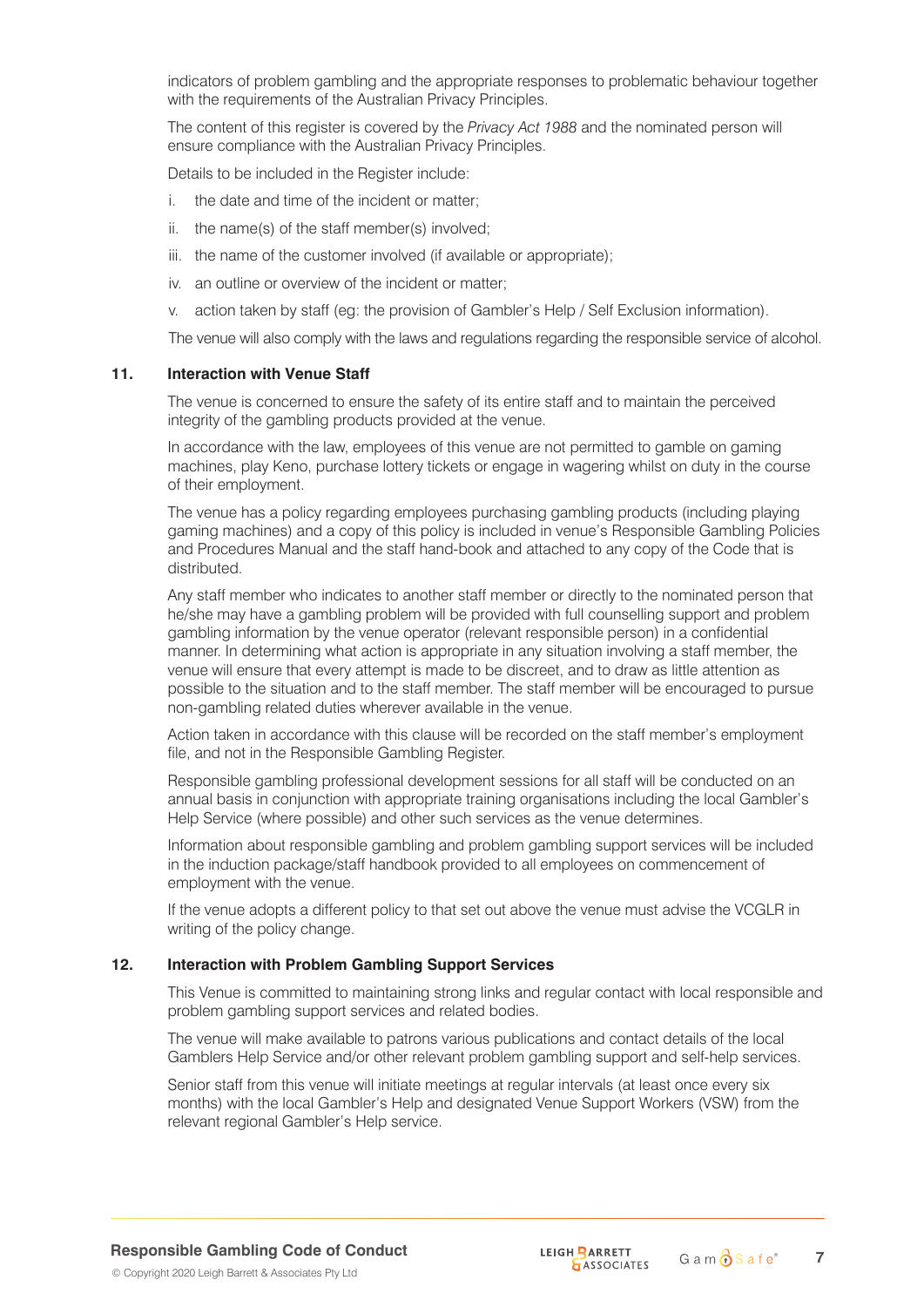indicators of problem gambling and the appropriate responses to problematic behaviour together with the requirements of the Australian Privacy Principles.

The content of this register is covered by the *Privacy Act 1988* and the nominated person will ensure compliance with the Australian Privacy Principles.

Details to be included in the Register include:

i. the date and time of the incident or matter;

ii. the name(s) of the staff member(s) involved;

iii. the name of the customer involved (if available or appropriate);

iv. an outline or overview of the incident or matter;

v. action taken by staff (eg: the provision of Gambler's Help / Self Exclusion information).

The venue will also comply with the laws and regulations regarding the responsible service of alcohol.

### 11. Interaction with Venue Staff

The venue is concerned to ensure the safety of its entire staff and to maintain the perceived integrity of the gambling products provided at the venue.

In accordance with the law, employees of this venue are not permitted to gamble on gaming machines, play Keno, purchase lottery tickets or engage in wagering whilst on duty in the course of their employment.

The venue has a policy regarding employees purchasing gambling products (including playing gaming machines) and a copy of this policy is included in venue's Responsible Gambling Policies and Procedures Manual and the staff hand-book and attached to any copy of the Code that is distributed.

Any staff member who indicates to another staff member or directly to the nominated person that he/she may have a gambling problem will be provided with full counselling support and problem gambling information by the venue operator (relevant responsible person) in a confidential manner. In determining what action is appropriate in any situation involving a staff member, the venue will ensure that every attempt is made to be discreet, and to draw as little attention as possible to the situation and to the staff member. The staff member will be encouraged to pursue non-gambling related duties wherever available in the venue.

Action taken in accordance with this clause will be recorded on the staff member's employment file, and not in the Responsible Gambling Register.

Responsible gambling professional development sessions for all staff will be conducted on an annual basis in conjunction with appropriate training organisations including the local Gambler's Help Service (where possible) and other such services as the venue determines.

Information about responsible gambling and problem gambling support services will be included in the induction package/staff handbook provided to all employees on commencement of employment with the venue.

If the venue adopts a different policy to that set out above the venue must advise the VCGLR in writing of the policy change.

### 12. Interaction with Problem Gambling Support Services

This Venue is committed to maintaining strong links and regular contact with local responsible and problem gambling support services and related bodies.

The venue will make available to patrons various publications and contact details of the local Gamblers Help Service and/or other relevant problem gambling support and self-help services.

Senior staff from this venue will initiate meetings at regular intervals (at least once every six months) with the local Gambler's Help and designated Venue Support Workers (VSW) from the relevant regional Gambler's Help service.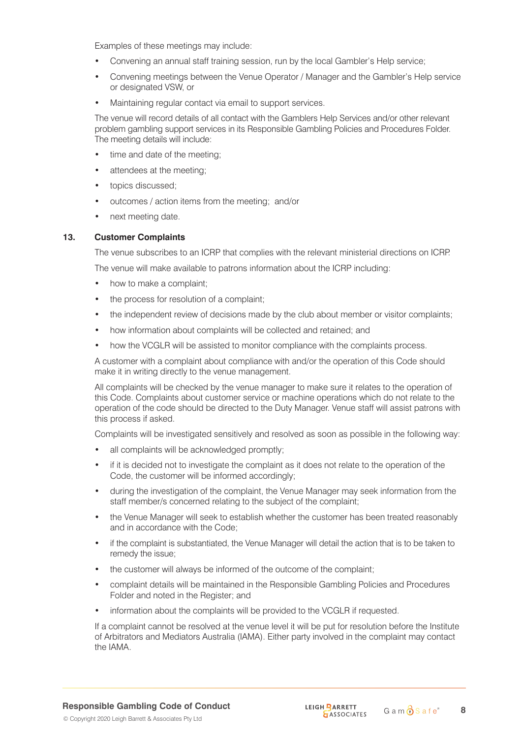Examples of these meetings may include:

- Convening an annual staff training session, run by the local Gambler's Help service;
- Convening meetings between the Venue Operator / Manager and the Gambler's Help service or designated VSW, or
- Maintaining regular contact via email to support services.

The venue will record details of all contact with the Gamblers Help Services and/or other relevant problem gambling support services in its Responsible Gambling Policies and Procedures Folder. The meeting details will include:

- time and date of the meeting;
- attendees at the meeting;
- topics discussed;
- outcomes / action items from the meeting; and/or
- next meeting date.

## 13. Customer Complaints

The venue subscribes to an ICRP that complies with the relevant ministerial directions on ICRP.

The venue will make available to patrons information about the ICRP including:

- how to make a complaint;
- the process for resolution of a complaint;
- the independent review of decisions made by the club about member or visitor complaints;
- how information about complaints will be collected and retained; and
- how the VCGLR will be assisted to monitor compliance with the complaints process.

A customer with a complaint about compliance with and/or the operation of this Code should make it in writing directly to the venue management.

All complaints will be checked by the venue manager to make sure it relates to the operation of this Code. Complaints about customer service or machine operations which do not relate to the operation of the code should be directed to the Duty Manager. Venue staff will assist patrons with this process if asked.

Complaints will be investigated sensitively and resolved as soon as possible in the following way:

- all complaints will be acknowledged promptly;
- if it is decided not to investigate the complaint as it does not relate to the operation of the Code, the customer will be informed accordingly;
- during the investigation of the complaint, the Venue Manager may seek information from the staff member/s concerned relating to the subject of the complaint;
- the Venue Manager will seek to establish whether the customer has been treated reasonably and in accordance with the Code;
- if the complaint is substantiated, the Venue Manager will detail the action that is to be taken to remedy the issue;
- the customer will always be informed of the outcome of the complaint;
- complaint details will be maintained in the Responsible Gambling Policies and Procedures Folder and noted in the Register; and
- information about the complaints will be provided to the VCGLR if requested.

If a complaint cannot be resolved at the venue level it will be put for resolution before the Institute of Arbitrators and Mediators Australia (IAMA). Either party involved in the complaint may contact the IAMA.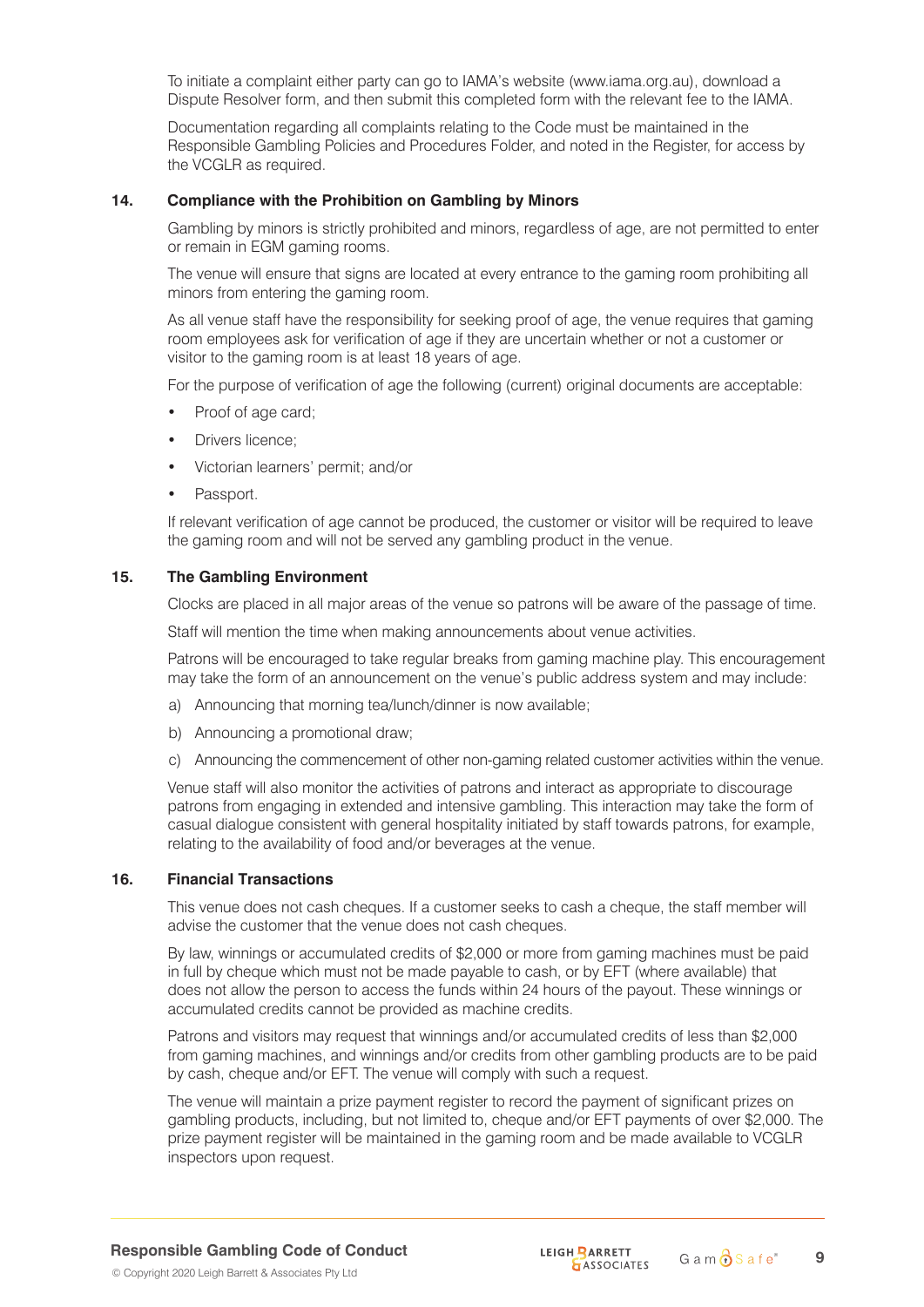To initiate a complaint either party can go to IAMA's website (www.iama.org.au), download a Dispute Resolver form, and then submit this completed form with the relevant fee to the IAMA.

Documentation regarding all complaints relating to the Code must be maintained in the Responsible Gambling Policies and Procedures Folder, and noted in the Register, for access by the VCGLR as required.

## 14. Compliance with the Prohibition on Gambling by Minors

Gambling by minors is strictly prohibited and minors, regardless of age, are not permitted to enter or remain in EGM gaming rooms.

The venue will ensure that signs are located at every entrance to the gaming room prohibiting all minors from entering the gaming room.

As all venue staff have the responsibility for seeking proof of age, the venue requires that gaming room employees ask for verification of age if they are uncertain whether or not a customer or visitor to the gaming room is at least 18 years of age.

For the purpose of verification of age the following (current) original documents are acceptable:

- Proof of age card;
- Drivers licence;
- Victorian learners' permit; and/or
- Passport.

If relevant verification of age cannot be produced, the customer or visitor will be required to leave the gaming room and will not be served any gambling product in the venue.

## 15. The Gambling Environment

Clocks are placed in all major areas of the venue so patrons will be aware of the passage of time.

Staff will mention the time when making announcements about venue activities.

Patrons will be encouraged to take regular breaks from gaming machine play. This encouragement may take the form of an announcement on the venue's public address system and may include:

a) Announcing that morning tea/lunch/dinner is now available;

b) Announcing a promotional draw;

c) Announcing the commencement of other non-gaming related customer activities within the venue.

Venue staff will also monitor the activities of patrons and interact as appropriate to discourage patrons from engaging in extended and intensive gambling. This interaction may take the form of casual dialogue consistent with general hospitality initiated by staff towards patrons, for example, relating to the availability of food and/or beverages at the venue.

## 16. Financial Transactions

This venue does not cash cheques. If a customer seeks to cash a cheque, the staff member will advise the customer that the venue does not cash cheques.

By law, winnings or accumulated credits of $2,000 or more from gaming machines must be paid in full by cheque which must not be made payable to cash, or by EFT (where available) that does not allow the person to access the funds within 24 hours of the payout. These winnings or accumulated credits cannot be provided as machine credits.

Patrons and visitors may request that winnings and/or accumulated credits of less than $2,000 from gaming machines, and winnings and/or credits from other gambling products are to be paid by cash, cheque and/or EFT. The venue will comply with such a request.

The venue will maintain a prize payment register to record the payment of significant prizes on gambling products, including, but not limited to, cheque and/or EFT payments of over $2,000. The prize payment register will be maintained in the gaming room and be made available to VCGLR inspectors upon request.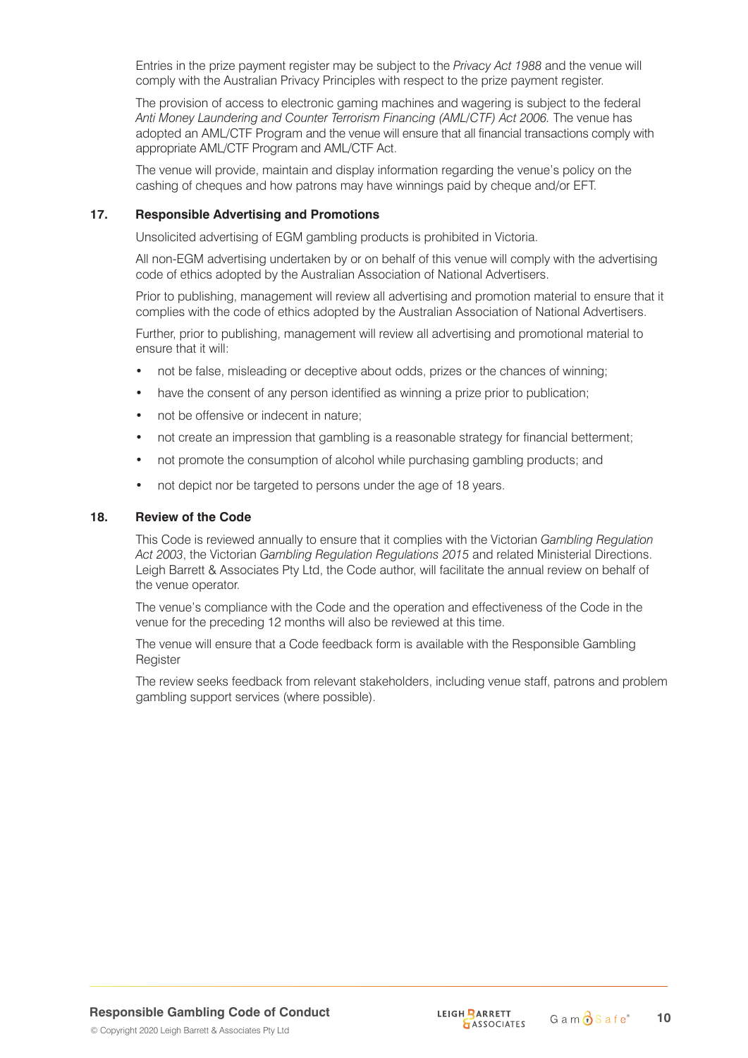Entries in the prize payment register may be subject to the *Privacy Act 1988* and the venue will comply with the Australian Privacy Principles with respect to the prize payment register.

The provision of access to electronic gaming machines and wagering is subject to the federal *Anti Money Laundering and Counter Terrorism Financing (AML/CTF) Act 2006.* The venue has adopted an AML/CTF Program and the venue will ensure that all financial transactions comply with appropriate AML/CTF Program and AML/CTF Act.

The venue will provide, maintain and display information regarding the venue's policy on the cashing of cheques and how patrons may have winnings paid by cheque and/or EFT.

## 17. Responsible Advertising and Promotions

Unsolicited advertising of EGM gambling products is prohibited in Victoria.

All non-EGM advertising undertaken by or on behalf of this venue will comply with the advertising code of ethics adopted by the Australian Association of National Advertisers.

Prior to publishing, management will review all advertising and promotion material to ensure that it complies with the code of ethics adopted by the Australian Association of National Advertisers.

Further, prior to publishing, management will review all advertising and promotional material to ensure that it will:

- not be false, misleading or deceptive about odds, prizes or the chances of winning;
- have the consent of any person identified as winning a prize prior to publication;
- not be offensive or indecent in nature;
- not create an impression that gambling is a reasonable strategy for financial betterment;
- not promote the consumption of alcohol while purchasing gambling products; and
- not depict nor be targeted to persons under the age of 18 years.

## 18. Review of the Code

This Code is reviewed annually to ensure that it complies with the Victorian *Gambling Regulation Act 2003*, the Victorian *Gambling Regulation Regulations 2015* and related Ministerial Directions. Leigh Barrett & Associates Pty Ltd, the Code author, will facilitate the annual review on behalf of the venue operator.

The venue's compliance with the Code and the operation and effectiveness of the Code in the venue for the preceding 12 months will also be reviewed at this time.

The venue will ensure that a Code feedback form is available with the Responsible Gambling Register

The review seeks feedback from relevant stakeholders, including venue staff, patrons and problem gambling support services (where possible).